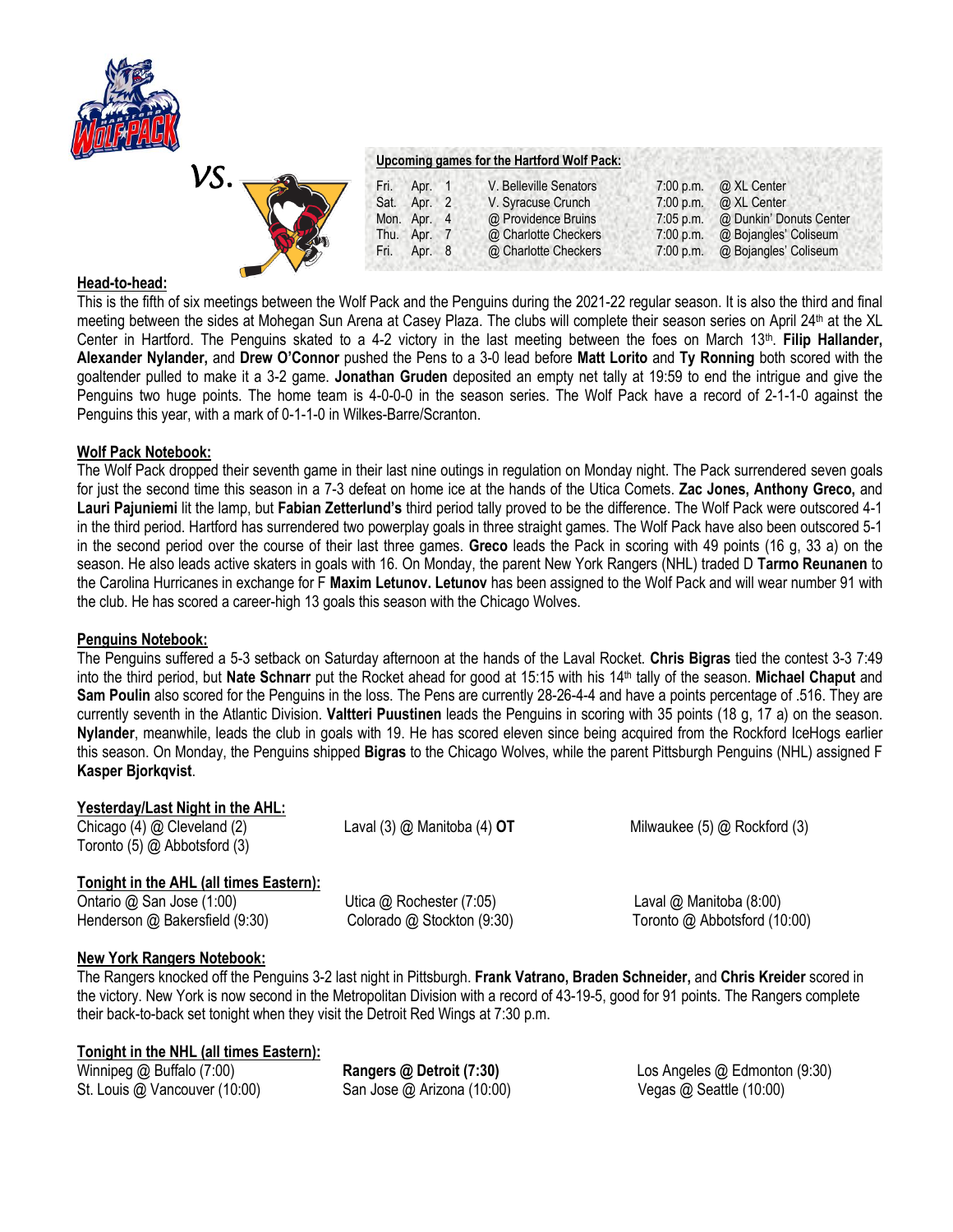*vs.*

**Upcoming games for the Hartford Wolf Pack:**

| | | | | |
|---|---|---|---|---|
| Fri. | Apr. 1 | V. Belleville Senators | 7:00 p.m. | @ XL Center |
| Sat. | Apr. 2 | V. Syracuse Crunch | 7:00 p.m. | @ XL Center |
| Mon. | Apr. 4 | @ Providence Bruins | 7:05 p.m. | @ Dunkin' Donuts Center |
| Thu. | Apr. 7 | @ Charlotte Checkers | 7:00 p.m. | @ Bojangles' Coliseum |
| Fri. | Apr. 8 | @ Charlotte Checkers | 7:00 p.m. | @ Bojangles' Coliseum |

**Head-to-head:**

This is the fifth of six meetings between the Wolf Pack and the Penguins during the 2021-22 regular season. It is also the third and final meeting between the sides at Mohegan Sun Arena at Casey Plaza. The clubs will complete their season series on April 24th at the XL Center in Hartford. The Penguins skated to a 4-2 victory in the last meeting between the foes on March 13th. **Filip Hallander, Alexander Nylander,** and **Drew O'Connor** pushed the Pens to a 3-0 lead before **Matt Lorito** and **Ty Ronning** both scored with the goaltender pulled to make it a 3-2 game. **Jonathan Gruden** deposited an empty net tally at 19:59 to end the intrigue and give the Penguins two huge points. The home team is 4-0-0-0 in the season series. The Wolf Pack have a record of 2-1-1-0 against the Penguins this year, with a mark of 0-1-1-0 in Wilkes-Barre/Scranton.

**Wolf Pack Notebook:**

The Wolf Pack dropped their seventh game in their last nine outings in regulation on Monday night. The Pack surrendered seven goals for just the second time this season in a 7-3 defeat on home ice at the hands of the Utica Comets. **Zac Jones, Anthony Greco,** and **Lauri Pajuniemi** lit the lamp, but **Fabian Zetterlund's** third period tally proved to be the difference. The Wolf Pack were outscored 4-1 in the third period. Hartford has surrendered two powerplay goals in three straight games. The Wolf Pack have also been outscored 5-1 in the second period over the course of their last three games. **Greco** leads the Pack in scoring with 49 points (16 g, 33 a) on the season. He also leads active skaters in goals with 16. On Monday, the parent New York Rangers (NHL) traded D **Tarmo Reunanen** to the Carolina Hurricanes in exchange for F **Maxim Letunov. Letunov** has been assigned to the Wolf Pack and will wear number 91 with the club. He has scored a career-high 13 goals this season with the Chicago Wolves.

**Penguins Notebook:**

The Penguins suffered a 5-3 setback on Saturday afternoon at the hands of the Laval Rocket. **Chris Bigras** tied the contest 3-3 7:49 into the third period, but **Nate Schnarr** put the Rocket ahead for good at 15:15 with his 14th tally of the season. **Michael Chaput** and **Sam Poulin** also scored for the Penguins in the loss. The Pens are currently 28-26-4-4 and have a points percentage of .516. They are currently seventh in the Atlantic Division. **Valtteri Puustinen** leads the Penguins in scoring with 35 points (18 g, 17 a) on the season. **Nylander**, meanwhile, leads the club in goals with 19. He has scored eleven since being acquired from the Rockford IceHogs earlier this season. On Monday, the Penguins shipped **Bigras** to the Chicago Wolves, while the parent Pittsburgh Penguins (NHL) assigned F **Kasper Bjorkqvist**.

**Yesterday/Last Night in the AHL:**

Chicago (4) @ Cleveland (2)
Toronto (5) @ Abbotsford (3)
Laval (3) @ Manitoba (4) **OT**
Milwaukee (5) @ Rockford (3)

**Tonight in the AHL (all times Eastern):**

Ontario @ San Jose (1:00)
Henderson @ Bakersfield (9:30)
Utica @ Rochester (7:05)
Colorado @ Stockton (9:30)
Laval @ Manitoba (8:00)
Toronto @ Abbotsford (10:00)

**New York Rangers Notebook:**

The Rangers knocked off the Penguins 3-2 last night in Pittsburgh. **Frank Vatrano, Braden Schneider,** and **Chris Kreider** scored in the victory. New York is now second in the Metropolitan Division with a record of 43-19-5, good for 91 points. The Rangers complete their back-to-back set tonight when they visit the Detroit Red Wings at 7:30 p.m.

**Tonight in the NHL (all times Eastern):**

Winnipeg @ Buffalo (7:00)
St. Louis @ Vancouver (10:00)
**Rangers @ Detroit (7:30)**
San Jose @ Arizona (10:00)
Los Angeles @ Edmonton (9:30)
Vegas @ Seattle (10:00)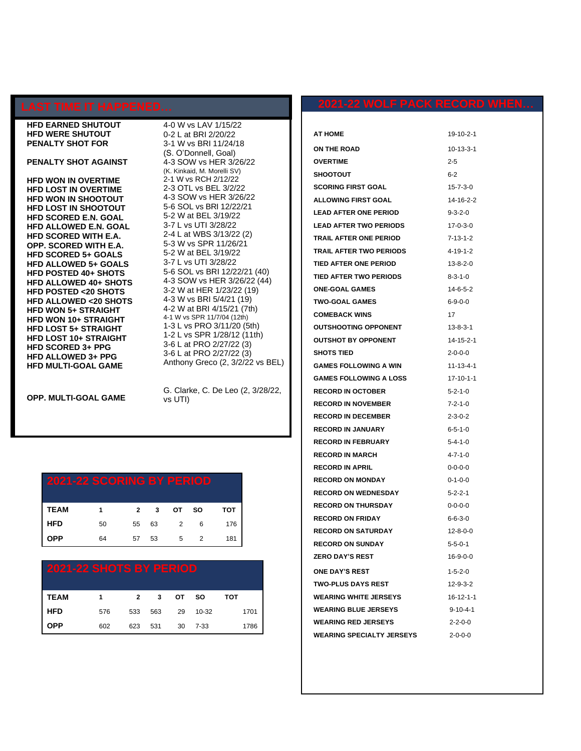## LAST TIME IT HAPPENED…

| | |
|---|---|
| **HFD EARNED SHUTOUT** | 4-0 W vs LAV 1/15/22 |
| **HFD WERE SHUTOUT** | 0-2 L at BRI 2/20/22 |
| **PENALTY SHOT FOR** | 3-1 W vs BRI 11/24/18 (S. O'Donnell, Goal) |
| **PENALTY SHOT AGAINST** | 4-3 SOW vs HER 3/26/22 (K. Kinkaid, M. Morelli SV) |
| **HFD WON IN OVERTIME** | 2-1 W vs RCH 2/12/22 |
| **HFD LOST IN OVERTIME** | 2-3 OTL vs BEL 3/2/22 |
| **HFD WON IN SHOOTOUT** | 4-3 SOW vs HER 3/26/22 |
| **HFD LOST IN SHOOTOUT** | 5-6 SOL vs BRI 12/22/21 |
| **HFD SCORED E.N. GOAL** | 5-2 W at BEL 3/19/22 |
| **HFD ALLOWED E.N. GOAL** | 3-7 L vs UTI 3/28/22 |
| **HFD SCORED WITH E.A.** | 2-4 L at WBS 3/13/22 (2) |
| **OPP. SCORED WITH E.A.** | 5-3 W vs SPR 11/26/21 |
| **HFD SCORED 5+ GOALS** | 5-2 W at BEL 3/19/22 |
| **HFD ALLOWED 5+ GOALS** | 3-7 L vs UTI 3/28/22 |
| **HFD POSTED 40+ SHOTS** | 5-6 SOL vs BRI 12/22/21 (40) |
| **HFD ALLOWED 40+ SHOTS** | 4-3 SOW vs HER 3/26/22 (44) |
| **HFD POSTED <20 SHOTS** | 3-2 W at HER 1/23/22 (19) |
| **HFD ALLOWED <20 SHOTS** | 4-3 W vs BRI 5/4/21 (19) |
| **HFD WON 5+ STRAIGHT** | 4-2 W at BRI 4/15/21 (7th) |
| **HFD WON 10+ STRAIGHT** | 4-1 W vs SPR 11/7/04 (12th) |
| **HFD LOST 5+ STRAIGHT** | 1-3 L vs PRO 3/11/20 (5th) |
| **HFD LOST 10+ STRAIGHT** | 1-2 L vs SPR 1/28/12 (11th) |
| **HFD SCORED 3+ PPG** | 3-6 L at PRO 2/27/22 (3) |
| **HFD ALLOWED 3+ PPG** | 3-6 L at PRO 2/27/22 (3) |
| **HFD MULTI-GOAL GAME** | Anthony Greco (2, 3/2/22 vs BEL) |
| **OPP. MULTI-GOAL GAME** | G. Clarke, C. De Leo (2, 3/28/22, vs UTI) |

## 2021-22 SCORING BY PERIOD

| TEAM | 1 | 2 | 3 | OT | SO | TOT |
|---|---|---|---|---|---|---|
| HFD | 50 | 55 | 63 | 2 | 6 | 176 |
| OPP | 64 | 57 | 53 | 5 | 2 | 181 |

## 2021-22 SHOTS BY PERIOD

| TEAM | 1 | 2 | 3 | OT | SO | TOT |
|---|---|---|---|---|---|---|
| HFD | 576 | 533 | 563 | 29 | 10-32 | 1701 |
| OPP | 602 | 623 | 531 | 30 | 7-33 | 1786 |

## 2021-22 WOLF PACK RECORD WHEN…

| | |
|---|---|
| AT HOME | 19-10-2-1 |
| ON THE ROAD | 10-13-3-1 |
| OVERTIME | 2-5 |
| SHOOTOUT | 6-2 |
| SCORING FIRST GOAL | 15-7-3-0 |
| ALLOWING FIRST GOAL | 14-16-2-2 |
| LEAD AFTER ONE PERIOD | 9-3-2-0 |
| LEAD AFTER TWO PERIODS | 17-0-3-0 |
| TRAIL AFTER ONE PERIOD | 7-13-1-2 |
| TRAIL AFTER TWO PERIODS | 4-19-1-2 |
| TIED AFTER ONE PERIOD | 13-8-2-0 |
| TIED AFTER TWO PERIODS | 8-3-1-0 |
| ONE-GOAL GAMES | 14-6-5-2 |
| TWO-GOAL GAMES | 6-9-0-0 |
| COMEBACK WINS | 17 |
| OUTSHOOTING OPPONENT | 13-8-3-1 |
| OUTSHOT BY OPPONENT | 14-15-2-1 |
| SHOTS TIED | 2-0-0-0 |
| GAMES FOLLOWING A WIN | 11-13-4-1 |
| GAMES FOLLOWING A LOSS | 17-10-1-1 |
| RECORD IN OCTOBER | 5-2-1-0 |
| RECORD IN NOVEMBER | 7-2-1-0 |
| RECORD IN DECEMBER | 2-3-0-2 |
| RECORD IN JANUARY | 6-5-1-0 |
| RECORD IN FEBRUARY | 5-4-1-0 |
| RECORD IN MARCH | 4-7-1-0 |
| RECORD IN APRIL | 0-0-0-0 |
| RECORD ON MONDAY | 0-1-0-0 |
| RECORD ON WEDNESDAY | 5-2-2-1 |
| RECORD ON THURSDAY | 0-0-0-0 |
| RECORD ON FRIDAY | 6-6-3-0 |
| RECORD ON SATURDAY | 12-8-0-0 |
| RECORD ON SUNDAY | 5-5-0-1 |
| ZERO DAY'S REST | 16-9-0-0 |
| ONE DAY'S REST | 1-5-2-0 |
| TWO-PLUS DAYS REST | 12-9-3-2 |
| WEARING WHITE JERSEYS | 16-12-1-1 |
| WEARING BLUE JERSEYS | 9-10-4-1 |
| WEARING RED JERSEYS | 2-2-0-0 |
| WEARING SPECIALTY JERSEYS | 2-0-0-0 |